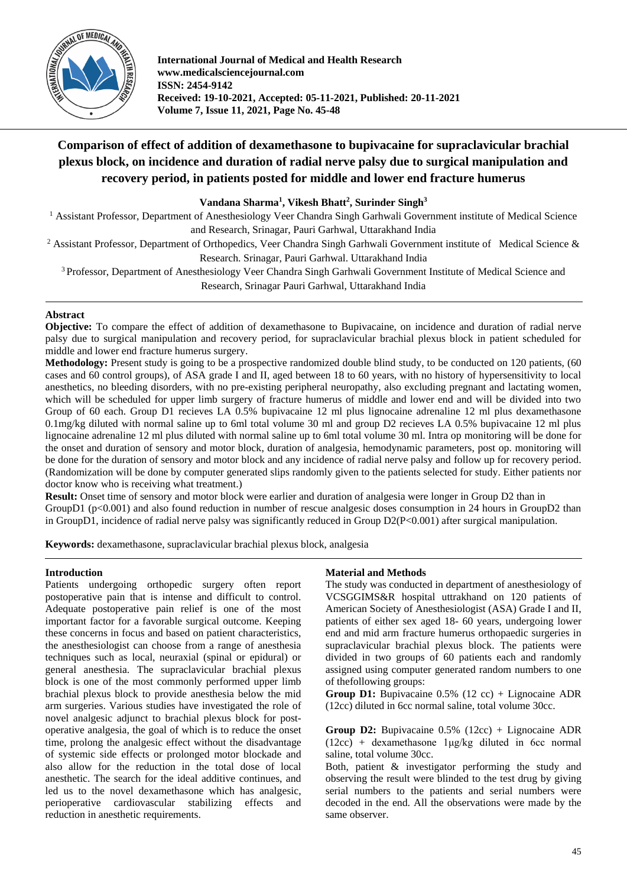# Comparison of effect of addition of dexamethasone to bupivacaine for supraclavicular brachial plexus block, on incidence and duration of radial nerve palsy due to surgical manipulation and recovery period, in patients posted for middle and lower end fracture humerus

**Vandana Sharma[1], Vikesh Bhatt[2], Surinder Singh[3]**

[1] Assistant Professor, Department of Anesthesiology Veer Chandra Singh Garhwali Government institute of Medical Science and Research, Srinagar, Pauri Garhwal, Uttarakhand India

[2] Assistant Professor, Department of Orthopedics, Veer Chandra Singh Garhwali Government institute of Medical Science & Research. Srinagar, Pauri Garhwal. Uttarakhand India

[3] Professor, Department of Anesthesiology Veer Chandra Singh Garhwali Government Institute of Medical Science and Research, Srinagar Pauri Garhwal, Uttarakhand India

## Abstract

**Objective:** To compare the effect of addition of dexamethasone to Bupivacaine, on incidence and duration of radial nerve palsy due to surgical manipulation and recovery period, for supraclavicular brachial plexus block in patient scheduled for middle and lower end fracture humerus surgery.

**Methodology:** Present study is going to be a prospective randomized double blind study, to be conducted on 120 patients, (60 cases and 60 control groups), of ASA grade I and II, aged between 18 to 60 years, with no history of hypersensitivity to local anesthetics, no bleeding disorders, with no pre-existing peripheral neuropathy, also excluding pregnant and lactating women, which will be scheduled for upper limb surgery of fracture humerus of middle and lower end and will be divided into two Group of 60 each. Group D1 recieves LA 0.5% bupivacaine 12 ml plus lignocaine adrenaline 12 ml plus dexamethasone 0.1mg/kg diluted with normal saline up to 6ml total volume 30 ml and group D2 recieves LA 0.5% bupivacaine 12 ml plus lignocaine adrenaline 12 ml plus diluted with normal saline up to 6ml total volume 30 ml. Intra op monitoring will be done for the onset and duration of sensory and motor block, duration of analgesia, hemodynamic parameters, post op. monitoring will be done for the duration of sensory and motor block and any incidence of radial nerve palsy and follow up for recovery period. (Randomization will be done by computer generated slips randomly given to the patients selected for study. Either patients nor doctor know who is receiving what treatment.)

**Result:** Onset time of sensory and motor block were earlier and duration of analgesia were longer in Group D2 than in GroupD1 ($p<0.001$) and also found reduction in number of rescue analgesic doses consumption in 24 hours in GroupD2 than in GroupD1, incidence of radial nerve palsy was significantly reduced in Group D2($P<0.001$) after surgical manipulation.

**Keywords:** dexamethasone, supraclavicular brachial plexus block, analgesia

## Introduction

Patients undergoing orthopedic surgery often report postoperative pain that is intense and difficult to control. Adequate postoperative pain relief is one of the most important factor for a favorable surgical outcome. Keeping these concerns in focus and based on patient characteristics, the anesthesiologist can choose from a range of anesthesia techniques such as local, neuraxial (spinal or epidural) or general anesthesia. The supraclavicular brachial plexus block is one of the most commonly performed upper limb brachial plexus block to provide anesthesia below the mid arm surgeries. Various studies have investigated the role of novel analgesic adjunct to brachial plexus block for post-operative analgesia, the goal of which is to reduce the onset time, prolong the analgesic effect without the disadvantage of systemic side effects or prolonged motor blockade and also allow for the reduction in the total dose of local anesthetic. The search for the ideal additive continues, and led us to the novel dexamethasone which has analgesic, perioperative cardiovascular stabilizing effects and reduction in anesthetic requirements.

## Material and Methods

The study was conducted in department of anesthesiology of VCSGGIMS&R hospital uttrakhand on 120 patients of American Society of Anesthesiologist (ASA) Grade I and II, patients of either sex aged 18- 60 years, undergoing lower end and mid arm fracture humerus orthopaedic surgeries in supraclavicular brachial plexus block. The patients were divided in two groups of 60 patients each and randomly assigned using computer generated random numbers to one of thefollowing groups:

**Group D1:** Bupivacaine 0.5% (12 cc) + Lignocaine ADR (12cc) diluted in 6cc normal saline, total volume 30cc.

**Group D2:** Bupivacaine 0.5% (12cc) + Lignocaine ADR (12cc) + dexamethasone 1µg/kg diluted in 6cc normal saline, total volume 30cc.

Both, patient & investigator performing the study and observing the result were blinded to the test drug by giving serial numbers to the patients and serial numbers were decoded in the end. All the observations were made by the same observer.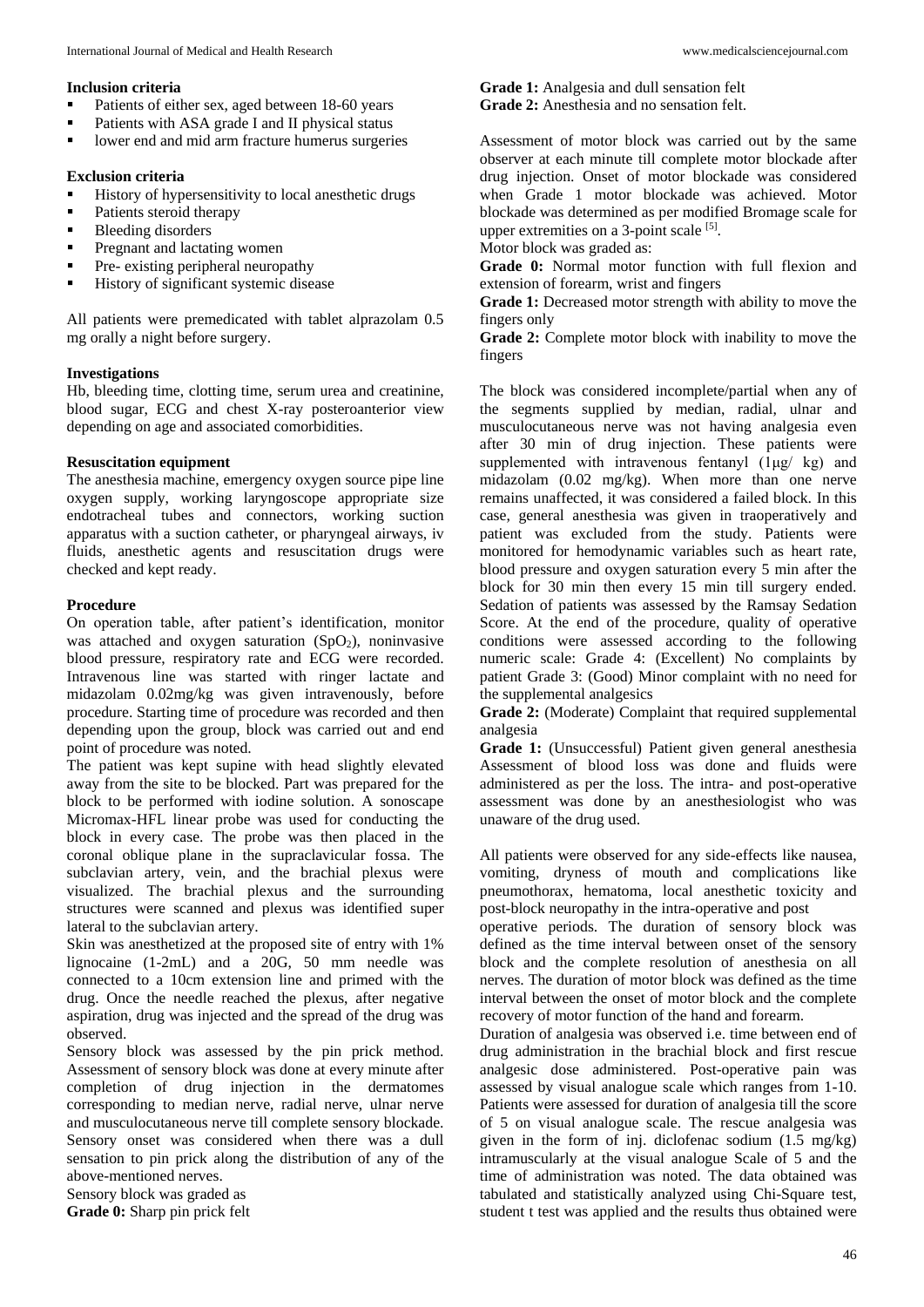### Inclusion criteria

- Patients of either sex, aged between 18-60 years
- Patients with ASA grade I and II physical status
- lower end and mid arm fracture humerus surgeries

### Exclusion criteria

- History of hypersensitivity to local anesthetic drugs
- Patients steroid therapy
- Bleeding disorders
- Pregnant and lactating women
- Pre- existing peripheral neuropathy
- History of significant systemic disease

All patients were premedicated with tablet alprazolam 0.5 mg orally a night before surgery.

### Investigations

Hb, bleeding time, clotting time, serum urea and creatinine, blood sugar, ECG and chest X-ray posteroanterior view depending on age and associated comorbidities.

### Resuscitation equipment

The anesthesia machine, emergency oxygen source pipe line oxygen supply, working laryngoscope appropriate size endotracheal tubes and connectors, working suction apparatus with a suction catheter, or pharyngeal airways, iv fluids, anesthetic agents and resuscitation drugs were checked and kept ready.

### Procedure

On operation table, after patient's identification, monitor was attached and oxygen saturation ($SpO_2$), noninvasive blood pressure, respiratory rate and ECG were recorded. Intravenous line was started with ringer lactate and midazolam 0.02mg/kg was given intravenously, before procedure. Starting time of procedure was recorded and then depending upon the group, block was carried out and end point of procedure was noted.

The patient was kept supine with head slightly elevated away from the site to be blocked. Part was prepared for the block to be performed with iodine solution. A sonoscape Micromax-HFL linear probe was used for conducting the block in every case. The probe was then placed in the coronal oblique plane in the supraclavicular fossa. The subclavian artery, vein, and the brachial plexus were visualized. The brachial plexus and the surrounding structures were scanned and plexus was identified super lateral to the subclavian artery.

Skin was anesthetized at the proposed site of entry with 1% lignocaine (1-2mL) and a 20G, 50 mm needle was connected to a 10cm extension line and primed with the drug. Once the needle reached the plexus, after negative aspiration, drug was injected and the spread of the drug was observed.

Sensory block was assessed by the pin prick method. Assessment of sensory block was done at every minute after completion of drug injection in the dermatomes corresponding to median nerve, radial nerve, ulnar nerve and musculocutaneous nerve till complete sensory blockade. Sensory onset was considered when there was a dull sensation to pin prick along the distribution of any of the above-mentioned nerves.

Sensory block was graded as

**Grade 0:** Sharp pin prick felt

**Grade 1:** Analgesia and dull sensation felt

**Grade 2:** Anesthesia and no sensation felt.

Assessment of motor block was carried out by the same observer at each minute till complete motor blockade after drug injection. Onset of motor blockade was considered when Grade 1 motor blockade was achieved. Motor blockade was determined as per modified Bromage scale for upper extremities on a 3-point scale [5].

Motor block was graded as:

**Grade 0:** Normal motor function with full flexion and extension of forearm, wrist and fingers

**Grade 1:** Decreased motor strength with ability to move the fingers only

**Grade 2:** Complete motor block with inability to move the fingers

The block was considered incomplete/partial when any of the segments supplied by median, radial, ulnar and musculocutaneous nerve was not having analgesia even after 30 min of drug injection. These patients were supplemented with intravenous fentanyl (1μg/ kg) and midazolam (0.02 mg/kg). When more than one nerve remains unaffected, it was considered a failed block. In this case, general anesthesia was given in traoperatively and patient was excluded from the study. Patients were monitored for hemodynamic variables such as heart rate, blood pressure and oxygen saturation every 5 min after the block for 30 min then every 15 min till surgery ended. Sedation of patients was assessed by the Ramsay Sedation Score. At the end of the procedure, quality of operative conditions were assessed according to the following numeric scale: Grade 4: (Excellent) No complaints by patient Grade 3: (Good) Minor complaint with no need for the supplemental analgesics

**Grade 2:** (Moderate) Complaint that required supplemental analgesia

**Grade 1:** (Unsuccessful) Patient given general anesthesia Assessment of blood loss was done and fluids were administered as per the loss. The intra- and post-operative assessment was done by an anesthesiologist who was unaware of the drug used.

All patients were observed for any side-effects like nausea, vomiting, dryness of mouth and complications like pneumothorax, hematoma, local anesthetic toxicity and post-block neuropathy in the intra-operative and post operative periods. The duration of sensory block was defined as the time interval between onset of the sensory block and the complete resolution of anesthesia on all nerves. The duration of motor block was defined as the time interval between the onset of motor block and the complete recovery of motor function of the hand and forearm.

Duration of analgesia was observed i.e. time between end of drug administration in the brachial block and first rescue analgesic dose administered. Post-operative pain was assessed by visual analogue scale which ranges from 1-10. Patients were assessed for duration of analgesia till the score of 5 on visual analogue scale. The rescue analgesia was given in the form of inj. diclofenac sodium (1.5 mg/kg) intramuscularly at the visual analogue Scale of 5 and the time of administration was noted. The data obtained was tabulated and statistically analyzed using Chi-Square test, student t test was applied and the results thus obtained were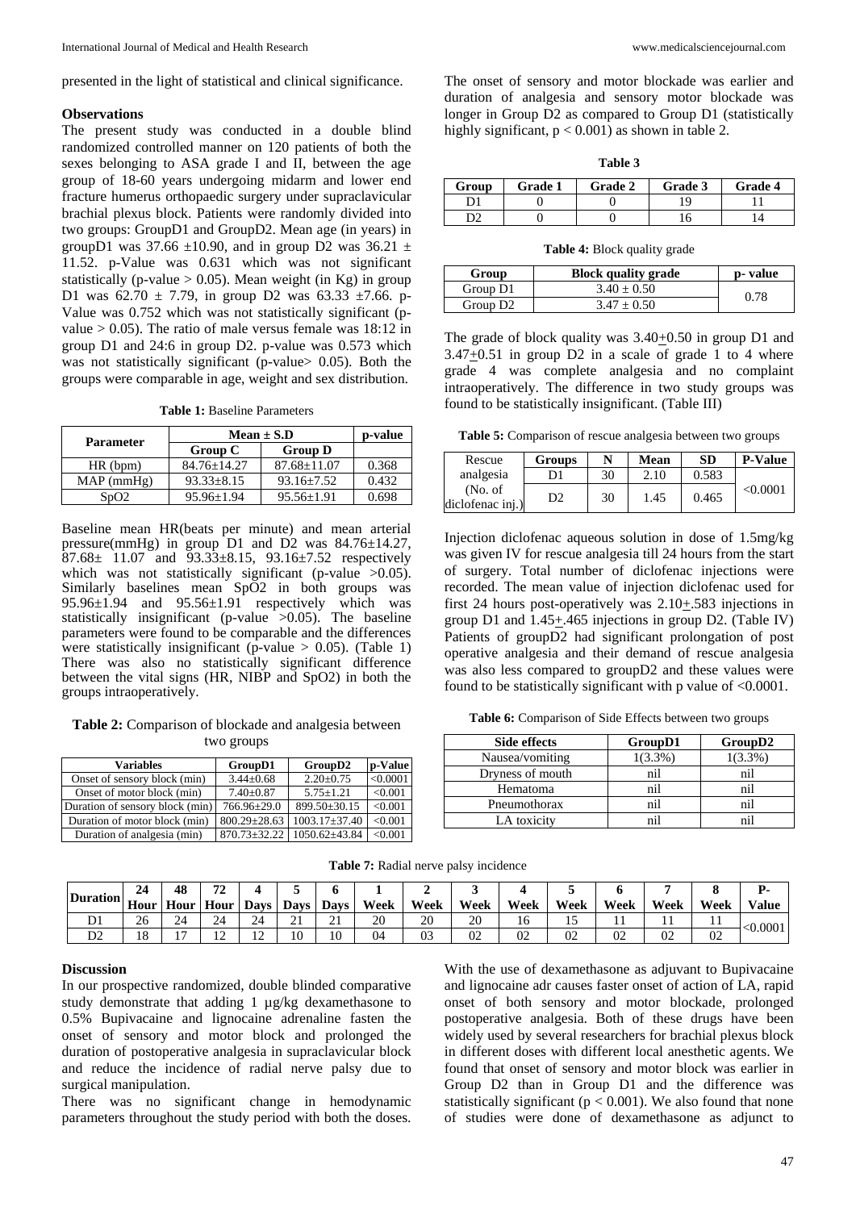presented in the light of statistical and clinical significance.

### Observations

The present study was conducted in a double blind randomized controlled manner on 120 patients of both the sexes belonging to ASA grade I and II, between the age group of 18-60 years undergoing midarm and lower end fracture humerus orthopaedic surgery under supraclavicular brachial plexus block. Patients were randomly divided into two groups: GroupD1 and GroupD2. Mean age (in years) in groupD1 was 37.66 ±10.90, and in group D2 was 36.21 ± 11.52. p-Value was 0.631 which was not significant statistically (p-value > 0.05). Mean weight (in Kg) in group D1 was 62.70 ± 7.79, in group D2 was 63.33 ±7.66. p-Value was 0.752 which was not statistically significant (p-value > 0.05). The ratio of male versus female was 18:12 in group D1 and 24:6 in group D2. p-value was 0.573 which was not statistically significant (p-value> 0.05). Both the groups were comparable in age, weight and sex distribution.

**Table 1:** Baseline Parameters

| Parameter | Mean ± S.D | | p-value |
|---|---|---|---|
| | Group C | Group D | |
| HR (bpm) | 84.76±14.27 | 87.68±11.07 | 0.368 |
| MAP (mmHg) | 93.33±8.15 | 93.16±7.52 | 0.432 |
| SpO2 | 95.96±1.94 | 95.56±1.91 | 0.698 |

Baseline mean HR(beats per minute) and mean arterial pressure(mmHg) in group D1 and D2 was 84.76±14.27, 87.68± 11.07 and 93.33±8.15, 93.16±7.52 respectively which was not statistically significant (p-value >0.05). Similarly baselines mean SpO2 in both groups was 95.96±1.94 and 95.56±1.91 respectively which was statistically insignificant (p-value >0.05). The baseline parameters were found to be comparable and the differences were statistically insignificant (p-value > 0.05). (Table 1) There was also no statistically significant difference between the vital signs (HR, NIBP and SpO2) in both the groups intraoperatively.

**Table 2:** Comparison of blockade and analgesia between two groups

| Variables | GroupD1 | GroupD2 | p-Value |
|---|---|---|---|
| Onset of sensory block (min) | 3.44±0.68 | 2.20±0.75 | <0.0001 |
| Onset of motor block (min) | 7.40±0.87 | 5.75±1.21 | <0.001 |
| Duration of sensory block (min) | 766.96±29.0 | 899.50±30.15 | <0.001 |
| Duration of motor block (min) | 800.29±28.63 | 1003.17±37.40 | <0.001 |
| Duration of analgesia (min) | 870.73±32.22 | 1050.62±43.84 | <0.001 |

The onset of sensory and motor blockade was earlier and duration of analgesia and sensory motor blockade was longer in Group D2 as compared to Group D1 (statistically highly significant, p < 0.001) as shown in table 2.

**Table 3**

| Group | Grade 1 | Grade 2 | Grade 3 | Grade 4 |
|---|---|---|---|---|
| D1 | 0 | 0 | 19 | 11 |
| D2 | 0 | 0 | 16 | 14 |

**Table 4:** Block quality grade

| Group | Block quality grade | p- value |
|---|---|---|
| Group D1 | 3.40 ± 0.50 | 0.78 |
| Group D2 | 3.47 ± 0.50 | |

The grade of block quality was 3.40±0.50 in group D1 and 3.47±0.51 in group D2 in a scale of grade 1 to 4 where grade 4 was complete analgesia and no complaint intraoperatively. The difference in two study groups was found to be statistically insignificant. (Table III)

**Table 5:** Comparison of rescue analgesia between two groups

| Rescue analgesia (No. of diclofenac inj.) | Groups | N | Mean | SD | P-Value |
|---|---|---|---|---|---|
| | D1 | 30 | 2.10 | 0.583 | <0.0001 |
| | D2 | 30 | 1.45 | 0.465 | |

Injection diclofenac aqueous solution in dose of 1.5mg/kg was given IV for rescue analgesia till 24 hours from the start of surgery. Total number of diclofenac injections were recorded. The mean value of injection diclofenac used for first 24 hours post-operatively was 2.10±.583 injections in group D1 and 1.45±.465 injections in group D2. (Table IV) Patients of groupD2 had significant prolongation of post operative analgesia and their demand of rescue analgesia was also less compared to groupD2 and these values were found to be statistically significant with p value of <0.0001.

**Table 6:** Comparison of Side Effects between two groups

| Side effects | GroupD1 | GroupD2 |
|---|---|---|
| Nausea/vomiting | 1(3.3%) | 1(3.3%) |
| Dryness of mouth | nil | nil |
| Hematoma | nil | nil |
| Pneumothorax | nil | nil |
| LA toxicity | nil | nil |

**Table 7:** Radial nerve palsy incidence

| Duration | 24 Hour | 48 Hour | 72 Hour | 4 Days | 5 Days | 6 Days | 1 Week | 2 Week | 3 Week | 4 Week | 5 Week | 6 Week | 7 Week | 8 Week | P-Value |
|---|---|---|---|---|---|---|---|---|---|---|---|---|---|---|---|
| D1 | 26 | 24 | 24 | 24 | 21 | 21 | 20 | 20 | 20 | 16 | 15 | 11 | 11 | 11 | <0.0001 |
| D2 | 18 | 17 | 12 | 12 | 10 | 10 | 04 | 03 | 02 | 02 | 02 | 02 | 02 | 02 | |

### Discussion

In our prospective randomized, double blinded comparative study demonstrate that adding 1 µg/kg dexamethasone to 0.5% Bupivacaine and lignocaine adrenaline fasten the onset of sensory and motor block and prolonged the duration of postoperative analgesia in supraclavicular block and reduce the incidence of radial nerve palsy due to surgical manipulation.

There was no significant change in hemodynamic parameters throughout the study period with both the doses. With the use of dexamethasone as adjuvant to Bupivacaine and lignocaine adr causes faster onset of action of LA, rapid onset of both sensory and motor blockade, prolonged postoperative analgesia. Both of these drugs have been widely used by several researchers for brachial plexus block in different doses with different local anesthetic agents. We found that onset of sensory and motor block was earlier in Group D2 than in Group D1 and the difference was statistically significant (p < 0.001). We also found that none of studies were done of dexamethasone as adjunct to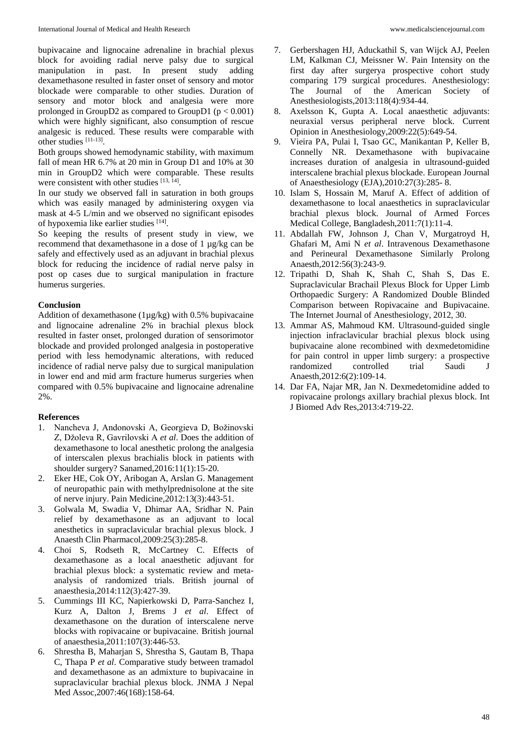bupivacaine and lignocaine adrenaline in brachial plexus block for avoiding radial nerve palsy due to surgical manipulation in past. In present study adding dexamethasone resulted in faster onset of sensory and motor blockade were comparable to other studies. Duration of sensory and motor block and analgesia were more prolonged in GroupD2 as compared to GroupD1 ($p < 0.001$) which were highly significant, also consumption of rescue analgesic is reduced. These results were comparable with other studies [11-13].

Both groups showed hemodynamic stability, with maximum fall of mean HR 6.7% at 20 min in Group D1 and 10% at 30 min in GroupD2 which were comparable. These results were consistent with other studies [13, 14].

In our study we observed fall in saturation in both groups which was easily managed by administering oxygen via mask at 4-5 L/min and we observed no significant episodes of hypoxemia like earlier studies [14].

So keeping the results of present study in view, we recommend that dexamethasone in a dose of 1 µg/kg can be safely and effectively used as an adjuvant in brachial plexus block for reducing the incidence of radial nerve palsy in post op cases due to surgical manipulation in fracture humerus surgeries.

## Conclusion

Addition of dexamethasone (1µg/kg) with 0.5% bupivacaine and lignocaine adrenaline 2% in brachial plexus block resulted in faster onset, prolonged duration of sensorimotor blockade and provided prolonged analgesia in postoperative period with less hemodynamic alterations, with reduced incidence of radial nerve palsy due to surgical manipulation in lower end and mid arm fracture humerus surgeries when compared with 0.5% bupivacaine and lignocaine adrenaline 2%.

## References

1. Nancheva J, Andonovski A, Georgieva D, Božinovski Z, Džoleva R, Gavrilovski A *et al*. Does the addition of dexamethasone to local anesthetic prolong the analgesia of interscalen plexus brachialis block in patients with shoulder surgery? Sanamed,2016:11(1):15-20.
2. Eker HE, Cok OY, Aribogan A, Arslan G. Management of neuropathic pain with methylprednisolone at the site of nerve injury. Pain Medicine,2012:13(3):443-51.
3. Golwala M, Swadia V, Dhimar AA, Sridhar N. Pain relief by dexamethasone as an adjuvant to local anesthetics in supraclavicular brachial plexus block. J Anaesth Clin Pharmacol,2009:25(3):285-8.
4. Choi S, Rodseth R, McCartney C. Effects of dexamethasone as a local anaesthetic adjuvant for brachial plexus block: a systematic review and meta-analysis of randomized trials. British journal of anaesthesia,2014:112(3):427-39.
5. Cummings III KC, Napierkowski D, Parra-Sanchez I, Kurz A, Dalton J, Brems J *et al*. Effect of dexamethasone on the duration of interscalene nerve blocks with ropivacaine or bupivacaine. British journal of anaesthesia,2011:107(3):446-53.
6. Shrestha B, Maharjan S, Shrestha S, Gautam B, Thapa C, Thapa P *et al*. Comparative study between tramadol and dexamethasone as an admixture to bupivacaine in supraclavicular brachial plexus block. JNMA J Nepal Med Assoc,2007:46(168):158-64.
7. Gerbershagen HJ, Aduckathil S, van Wijck AJ, Peelen LM, Kalkman CJ, Meissner W. Pain Intensity on the first day after surgerya prospective cohort study comparing 179 surgical procedures. Anesthesiology: The Journal of the American Society of Anesthesiologists,2013:118(4):934-44.
8. Axelsson K, Gupta A. Local anaesthetic adjuvants: neuraxial versus peripheral nerve block. Current Opinion in Anesthesiology,2009:22(5):649-54.
9. Vieira PA, Pulai I, Tsao GC, Manikantan P, Keller B, Connelly NR. Dexamethasone with bupivacaine increases duration of analgesia in ultrasound-guided interscalene brachial plexus blockade. European Journal of Anaesthesiology (EJA),2010:27(3):285- 8.
10. Islam S, Hossain M, Maruf A. Effect of addition of dexamethasone to local anaesthetics in supraclavicular brachial plexus block. Journal of Armed Forces Medical College, Bangladesh,2011:7(1):11-4.
11. Abdallah FW, Johnson J, Chan V, Murgatroyd H, Ghafari M, Ami N *et al*. Intravenous Dexamethasone and Perineural Dexamethasone Similarly Prolong Anaesth,2012:56(3):243-9.
12. Tripathi D, Shah K, Shah C, Shah S, Das E. Supraclavicular Brachail Plexus Block for Upper Limb Orthopaedic Surgery: A Randomized Double Blinded Comparison between Ropivacaine and Bupivacaine. The Internet Journal of Anesthesiology, 2012, 30.
13. Ammar AS, Mahmoud KM. Ultrasound-guided single injection infraclavicular brachial plexus block using bupivacaine alone recombined with dexmedetomidine for pain control in upper limb surgery: a prospective randomized controlled trial Saudi J Anaesth,2012:6(2):109-14.
14. Dar FA, Najar MR, Jan N. Dexmedetomidine added to ropivacaine prolongs axillary brachial plexus block. Int J Biomed Adv Res,2013:4:719-22.